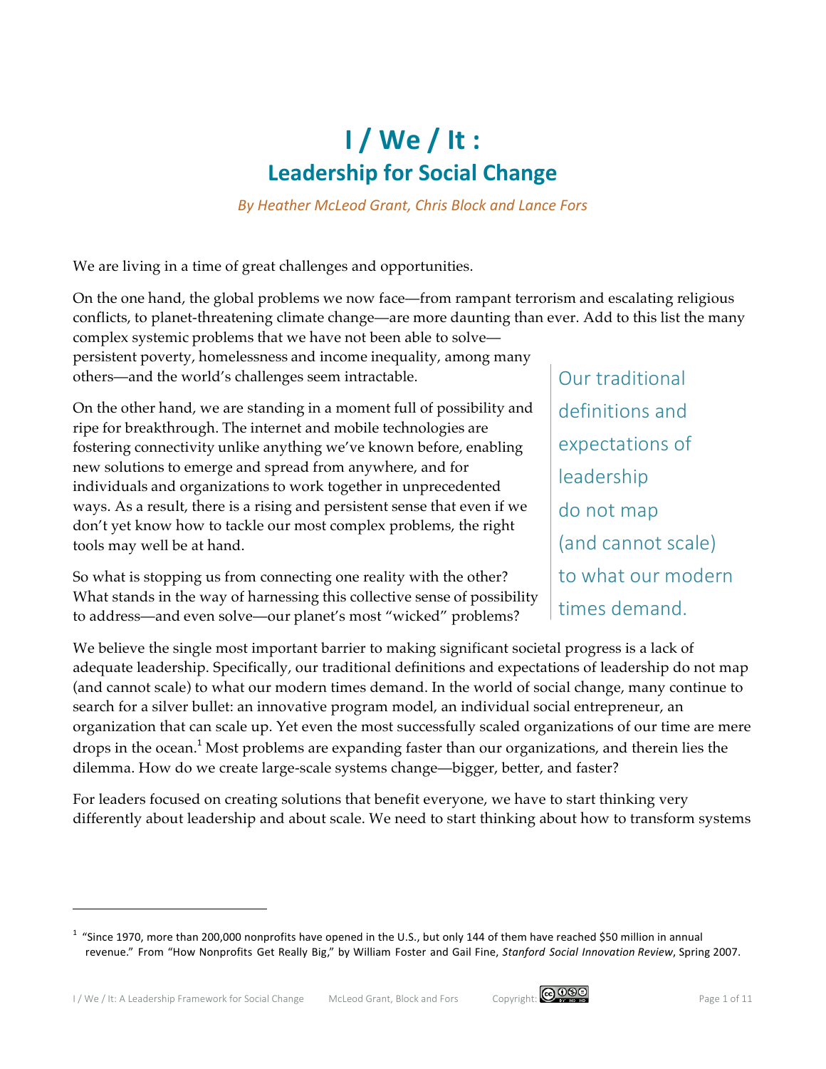# I / We / It :
## Leadership for Social Change

*By Heather McLeod Grant, Chris Block and Lance Fors*

We are living in a time of great challenges and opportunities.

On the one hand, the global problems we now face—from rampant terrorism and escalating religious conflicts, to planet-threatening climate change—are more daunting than ever. Add to this list the many complex systemic problems that we have not been able to solve—persistent poverty, homelessness and income inequality, among many others—and the world's challenges seem intractable.

On the other hand, we are standing in a moment full of possibility and ripe for breakthrough. The internet and mobile technologies are fostering connectivity unlike anything we've known before, enabling new solutions to emerge and spread from anywhere, and for individuals and organizations to work together in unprecedented ways. As a result, there is a rising and persistent sense that even if we don't yet know how to tackle our most complex problems, the right tools may well be at hand.

So what is stopping us from connecting one reality with the other? What stands in the way of harnessing this collective sense of possibility to address—and even solve—our planet's most "wicked" problems?

> Our traditional definitions and expectations of leadership do not map (and cannot scale) to what our modern times demand.

We believe the single most important barrier to making significant societal progress is a lack of adequate leadership. Specifically, our traditional definitions and expectations of leadership do not map (and cannot scale) to what our modern times demand. In the world of social change, many continue to search for a silver bullet: an innovative program model, an individual social entrepreneur, an organization that can scale up. Yet even the most successfully scaled organizations of our time are mere drops in the ocean.[1] Most problems are expanding faster than our organizations, and therein lies the dilemma. How do we create large-scale systems change—bigger, better, and faster?

For leaders focused on creating solutions that benefit everyone, we have to start thinking very differently about leadership and about scale. We need to start thinking about how to transform systems

---

[1] "Since 1970, more than 200,000 nonprofits have opened in the U.S., but only 144 of them have reached $50 million in annual revenue." From "How Nonprofits Get Really Big," by William Foster and Gail Fine, *Stanford Social Innovation Review*, Spring 2007.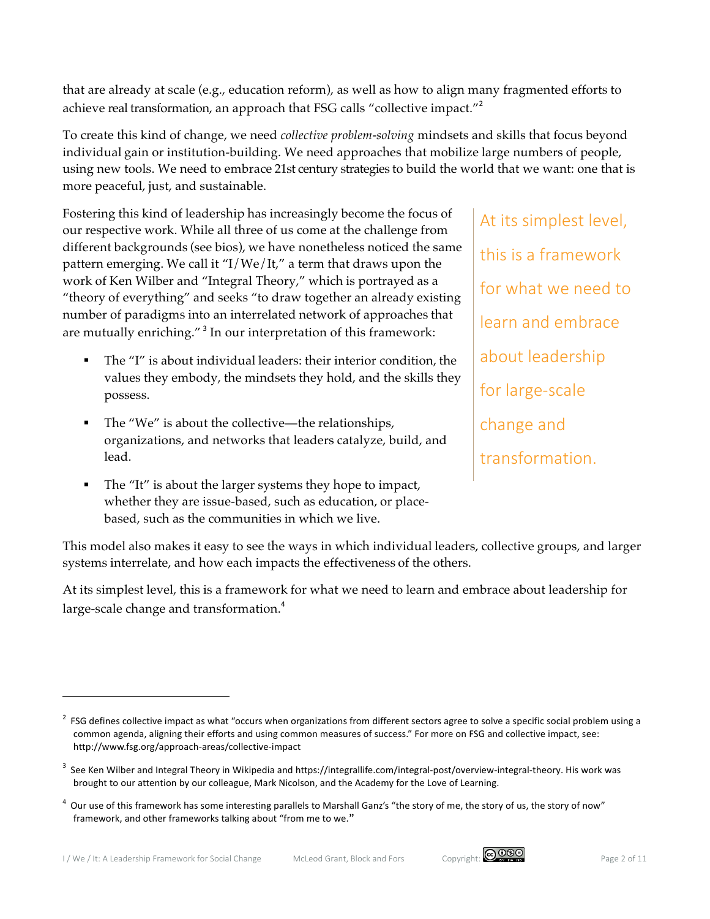that are already at scale (e.g., education reform), as well as how to align many fragmented efforts to achieve real transformation, an approach that FSG calls "collective impact."[2]

To create this kind of change, we need *collective problem-solving* mindsets and skills that focus beyond individual gain or institution-building. We need approaches that mobilize large numbers of people, using new tools. We need to embrace 21st century strategies to build the world that we want: one that is more peaceful, just, and sustainable.

Fostering this kind of leadership has increasingly become the focus of our respective work. While all three of us come at the challenge from different backgrounds (see bios), we have nonetheless noticed the same pattern emerging. We call it "I/We/It," a term that draws upon the work of Ken Wilber and "Integral Theory," which is portrayed as a "theory of everything" and seeks "to draw together an already existing number of paradigms into an interrelated network of approaches that are mutually enriching."[3] In our interpretation of this framework:

- The "I" is about individual leaders: their interior condition, the values they embody, the mindsets they hold, and the skills they possess.
- The "We" is about the collective—the relationships, organizations, and networks that leaders catalyze, build, and lead.
- The "It" is about the larger systems they hope to impact, whether they are issue-based, such as education, or place-based, such as the communities in which we live.

This model also makes it easy to see the ways in which individual leaders, collective groups, and larger systems interrelate, and how each impacts the effectiveness of the others.

At its simplest level, this is a framework for what we need to learn and embrace about leadership for large-scale change and transformation.[4]

---

[2] FSG defines collective impact as what "occurs when organizations from different sectors agree to solve a specific social problem using a common agenda, aligning their efforts and using common measures of success." For more on FSG and collective impact, see: http://www.fsg.org/approach-areas/collective-impact

[3] See Ken Wilber and Integral Theory in Wikipedia and https://integrallife.com/integral-post/overview-integral-theory. His work was brought to our attention by our colleague, Mark Nicolson, and the Academy for the Love of Learning.

[4] Our use of this framework has some interesting parallels to Marshall Ganz's "the story of me, the story of us, the story of now" framework, and other frameworks talking about "from me to we."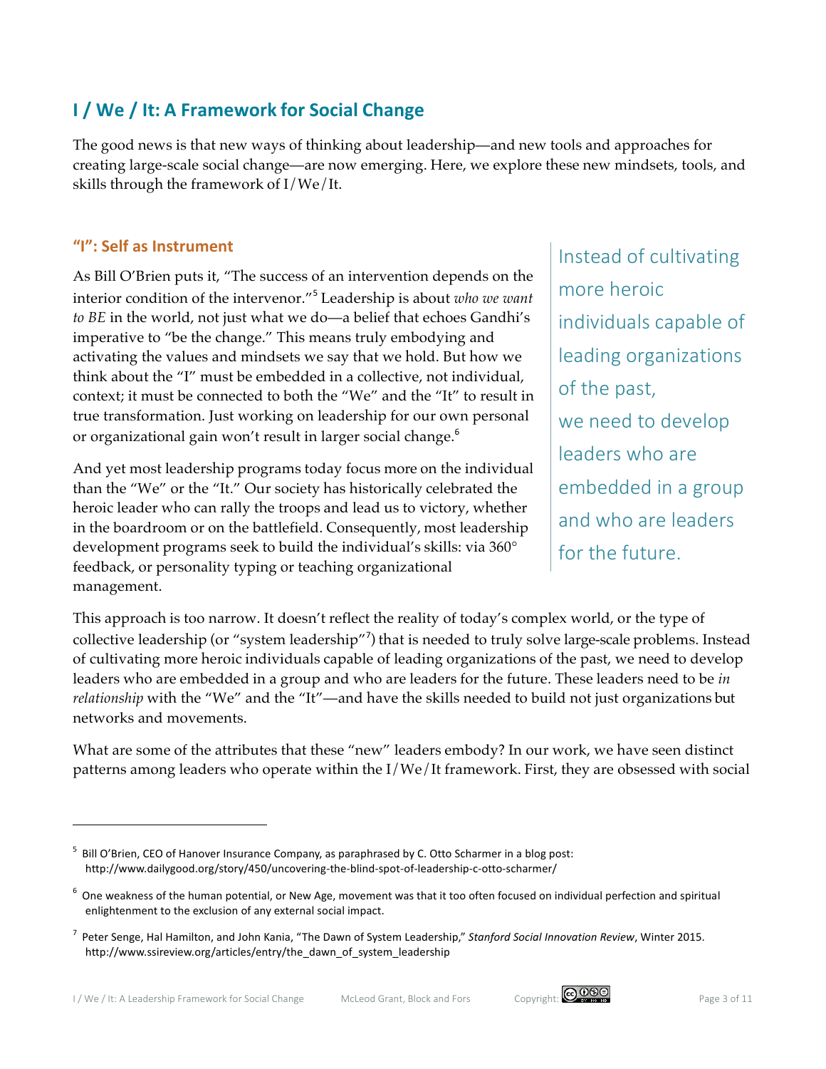## I / We / It: A Framework for Social Change

The good news is that new ways of thinking about leadership—and new tools and approaches for creating large-scale social change—are now emerging. Here, we explore these new mindsets, tools, and skills through the framework of I/We/It.

### "I": Self as Instrument

As Bill O'Brien puts it, "The success of an intervention depends on the interior condition of the intervenor."[5] Leadership is about *who we want to BE* in the world, not just what we do—a belief that echoes Gandhi's imperative to "be the change." This means truly embodying and activating the values and mindsets we say that we hold. But how we think about the "I" must be embedded in a collective, not individual, context; it must be connected to both the "We" and the "It" to result in true transformation. Just working on leadership for our own personal or organizational gain won't result in larger social change.[6]

And yet most leadership programs today focus more on the individual than the "We" or the "It." Our society has historically celebrated the heroic leader who can rally the troops and lead us to victory, whether in the boardroom or on the battlefield. Consequently, most leadership development programs seek to build the individual's skills: via 360° feedback, or personality typing or teaching organizational management.

> Instead of cultivating more heroic individuals capable of leading organizations of the past, we need to develop leaders who are embedded in a group and who are leaders for the future.

This approach is too narrow. It doesn't reflect the reality of today's complex world, or the type of collective leadership (or "system leadership"[7]) that is needed to truly solve large-scale problems. Instead of cultivating more heroic individuals capable of leading organizations of the past, we need to develop leaders who are embedded in a group and who are leaders for the future. These leaders need to be *in relationship* with the "We" and the "It"—and have the skills needed to build not just organizations but networks and movements.

What are some of the attributes that these "new" leaders embody? In our work, we have seen distinct patterns among leaders who operate within the I/We/It framework. First, they are obsessed with social

---

[5] Bill O'Brien, CEO of Hanover Insurance Company, as paraphrased by C. Otto Scharmer in a blog post: http://www.dailygood.org/story/450/uncovering-the-blind-spot-of-leadership-c-otto-scharmer/

[6] One weakness of the human potential, or New Age, movement was that it too often focused on individual perfection and spiritual enlightenment to the exclusion of any external social impact.

[7] Peter Senge, Hal Hamilton, and John Kania, "The Dawn of System Leadership," *Stanford Social Innovation Review*, Winter 2015. http://www.ssireview.org/articles/entry/the_dawn_of_system_leadership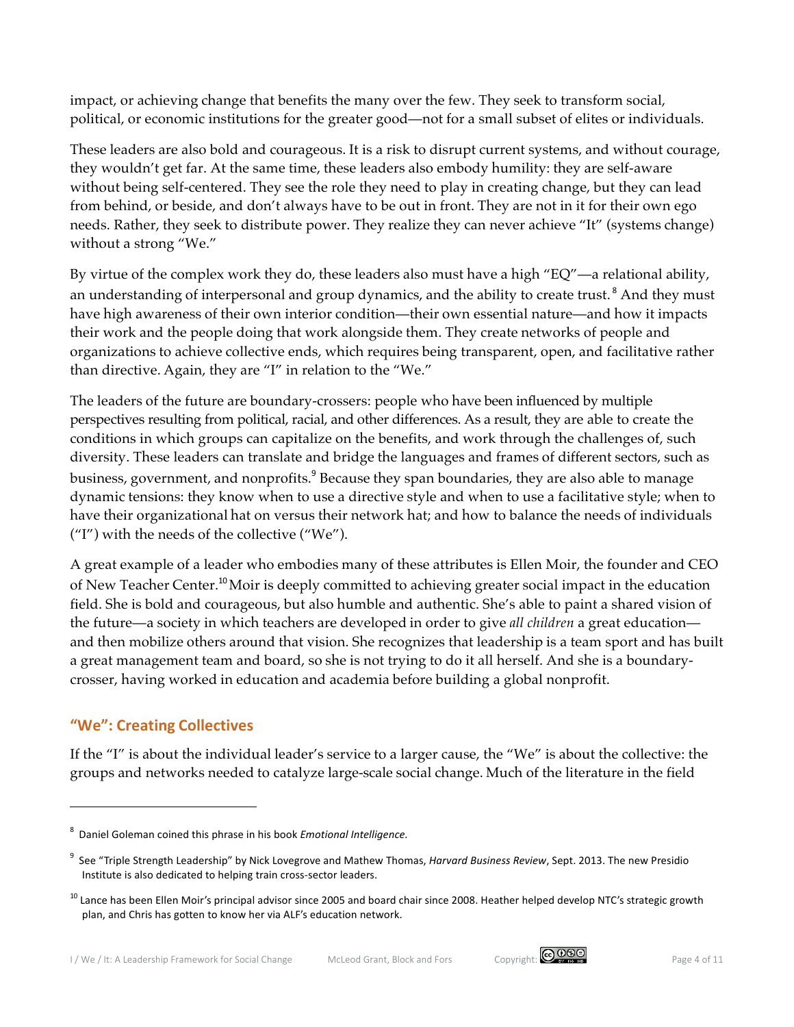impact, or achieving change that benefits the many over the few. They seek to transform social, political, or economic institutions for the greater good—not for a small subset of elites or individuals.

These leaders are also bold and courageous. It is a risk to disrupt current systems, and without courage, they wouldn't get far. At the same time, these leaders also embody humility: they are self-aware without being self-centered. They see the role they need to play in creating change, but they can lead from behind, or beside, and don't always have to be out in front. They are not in it for their own ego needs. Rather, they seek to distribute power. They realize they can never achieve "It" (systems change) without a strong "We."

By virtue of the complex work they do, these leaders also must have a high "EQ"—a relational ability, an understanding of interpersonal and group dynamics, and the ability to create trust.[8] And they must have high awareness of their own interior condition—their own essential nature—and how it impacts their work and the people doing that work alongside them. They create networks of people and organizations to achieve collective ends, which requires being transparent, open, and facilitative rather than directive. Again, they are "I" in relation to the "We."

The leaders of the future are boundary-crossers: people who have been influenced by multiple perspectives resulting from political, racial, and other differences. As a result, they are able to create the conditions in which groups can capitalize on the benefits, and work through the challenges of, such diversity. These leaders can translate and bridge the languages and frames of different sectors, such as business, government, and nonprofits.[9] Because they span boundaries, they are also able to manage dynamic tensions: they know when to use a directive style and when to use a facilitative style; when to have their organizational hat on versus their network hat; and how to balance the needs of individuals ("I") with the needs of the collective ("We").

A great example of a leader who embodies many of these attributes is Ellen Moir, the founder and CEO of New Teacher Center.[10] Moir is deeply committed to achieving greater social impact in the education field. She is bold and courageous, but also humble and authentic. She's able to paint a shared vision of the future—a society in which teachers are developed in order to give *all children* a great education—and then mobilize others around that vision. She recognizes that leadership is a team sport and has built a great management team and board, so she is not trying to do it all herself. And she is a boundary-crosser, having worked in education and academia before building a global nonprofit.

## "We": Creating Collectives

If the "I" is about the individual leader's service to a larger cause, the "We" is about the collective: the groups and networks needed to catalyze large-scale social change. Much of the literature in the field

---

[8] Daniel Goleman coined this phrase in his book *Emotional Intelligence.*

[9] See "Triple Strength Leadership" by Nick Lovegrove and Mathew Thomas, *Harvard Business Review*, Sept. 2013. The new Presidio Institute is also dedicated to helping train cross-sector leaders.

[10] Lance has been Ellen Moir's principal advisor since 2005 and board chair since 2008. Heather helped develop NTC's strategic growth plan, and Chris has gotten to know her via ALF's education network.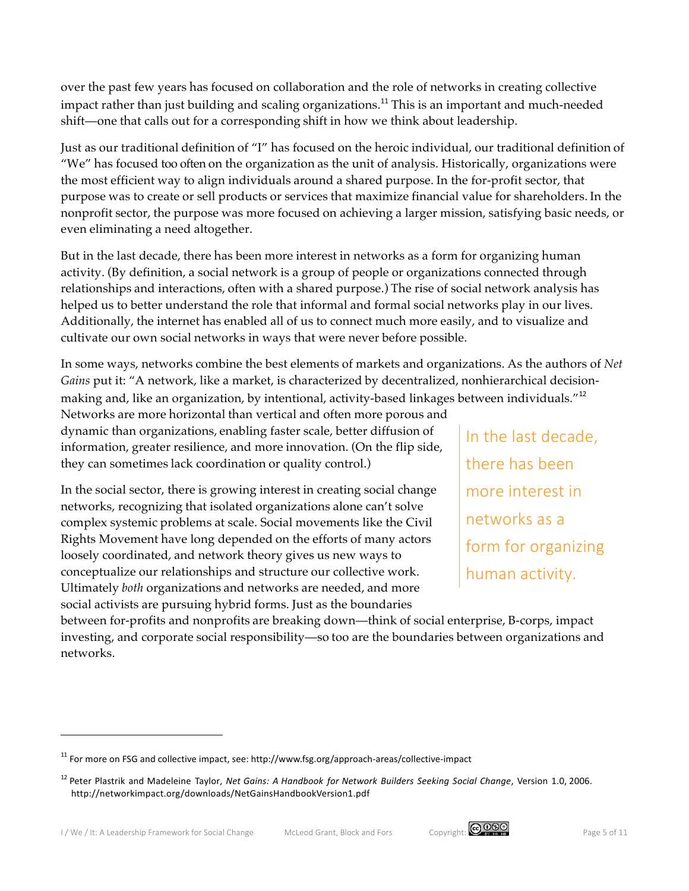over the past few years has focused on collaboration and the role of networks in creating collective impact rather than just building and scaling organizations.[11] This is an important and much-needed shift—one that calls out for a corresponding shift in how we think about leadership.

Just as our traditional definition of "I" has focused on the heroic individual, our traditional definition of "We" has focused too often on the organization as the unit of analysis. Historically, organizations were the most efficient way to align individuals around a shared purpose. In the for-profit sector, that purpose was to create or sell products or services that maximize financial value for shareholders. In the nonprofit sector, the purpose was more focused on achieving a larger mission, satisfying basic needs, or even eliminating a need altogether.

But in the last decade, there has been more interest in networks as a form for organizing human activity. (By definition, a social network is a group of people or organizations connected through relationships and interactions, often with a shared purpose.) The rise of social network analysis has helped us to better understand the role that informal and formal social networks play in our lives. Additionally, the internet has enabled all of us to connect much more easily, and to visualize and cultivate our own social networks in ways that were never before possible.

In some ways, networks combine the best elements of markets and organizations. As the authors of *Net Gains* put it: "A network, like a market, is characterized by decentralized, nonhierarchical decision-making and, like an organization, by intentional, activity-based linkages between individuals."[12] Networks are more horizontal than vertical and often more porous and dynamic than organizations, enabling faster scale, better diffusion of information, greater resilience, and more innovation. (On the flip side, they can sometimes lack coordination or quality control.)

> In the last decade, there has been more interest in networks as a form for organizing human activity.

In the social sector, there is growing interest in creating social change networks, recognizing that isolated organizations alone can't solve complex systemic problems at scale. Social movements like the Civil Rights Movement have long depended on the efforts of many actors loosely coordinated, and network theory gives us new ways to conceptualize our relationships and structure our collective work. Ultimately *both* organizations and networks are needed, and more social activists are pursuing hybrid forms. Just as the boundaries between for-profits and nonprofits are breaking down—think of social enterprise, B-corps, impact investing, and corporate social responsibility—so too are the boundaries between organizations and networks.

---

[11] For more on FSG and collective impact, see: http://www.fsg.org/approach-areas/collective-impact

[12] Peter Plastrik and Madeleine Taylor, *Net Gains: A Handbook for Network Builders Seeking Social Change*, Version 1.0, 2006. http://networkimpact.org/downloads/NetGainsHandbookVersion1.pdf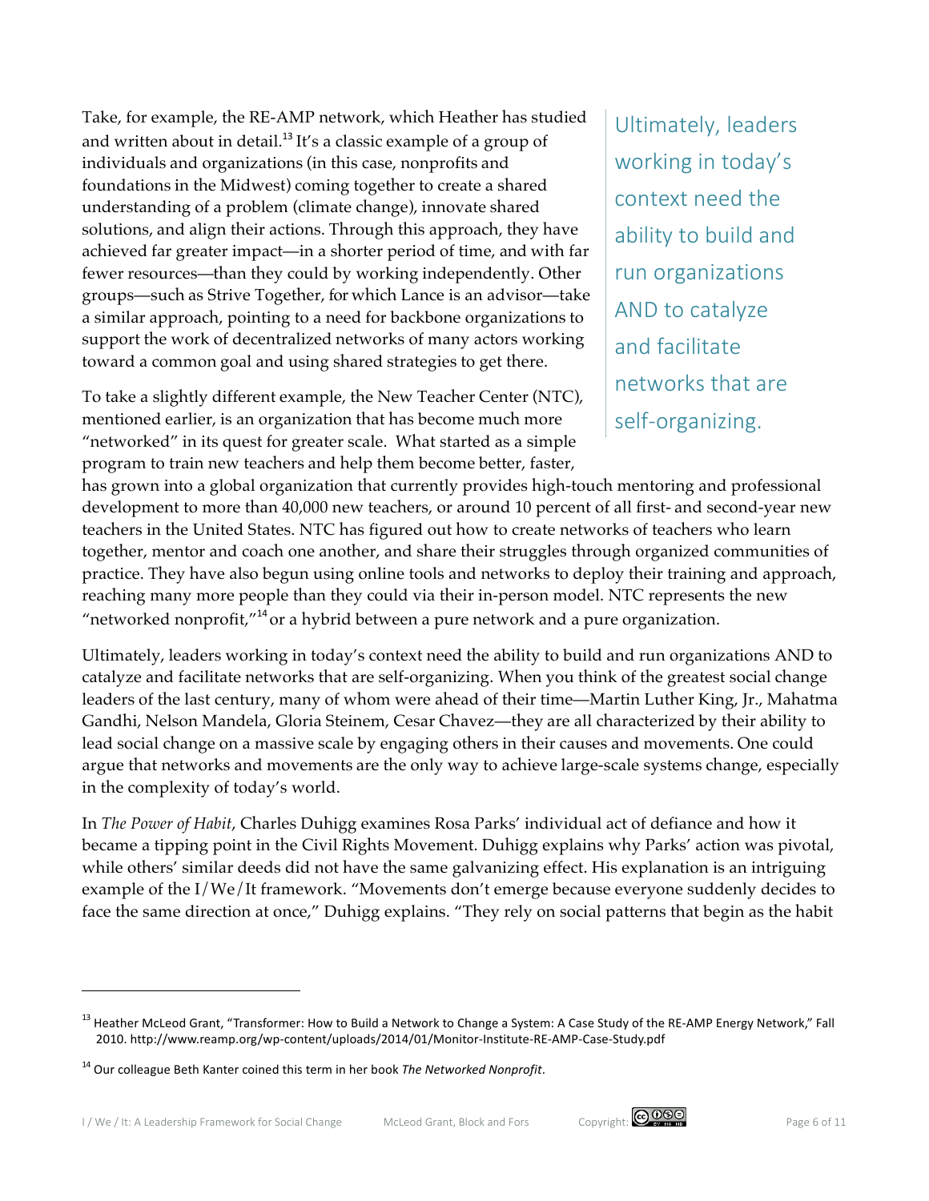Take, for example, the RE-AMP network, which Heather has studied and written about in detail.[13] It's a classic example of a group of individuals and organizations (in this case, nonprofits and foundations in the Midwest) coming together to create a shared understanding of a problem (climate change), innovate shared solutions, and align their actions. Through this approach, they have achieved far greater impact—in a shorter period of time, and with far fewer resources—than they could by working independently. Other groups—such as Strive Together, for which Lance is an advisor—take a similar approach, pointing to a need for backbone organizations to support the work of decentralized networks of many actors working toward a common goal and using shared strategies to get there.

> Ultimately, leaders working in today's context need the ability to build and run organizations AND to catalyze and facilitate networks that are self-organizing.

To take a slightly different example, the New Teacher Center (NTC), mentioned earlier, is an organization that has become much more "networked" in its quest for greater scale. What started as a simple program to train new teachers and help them become better, faster, has grown into a global organization that currently provides high-touch mentoring and professional development to more than 40,000 new teachers, or around 10 percent of all first- and second-year new teachers in the United States. NTC has figured out how to create networks of teachers who learn together, mentor and coach one another, and share their struggles through organized communities of practice. They have also begun using online tools and networks to deploy their training and approach, reaching many more people than they could via their in-person model. NTC represents the new "networked nonprofit,"[14] or a hybrid between a pure network and a pure organization.

Ultimately, leaders working in today's context need the ability to build and run organizations AND to catalyze and facilitate networks that are self-organizing. When you think of the greatest social change leaders of the last century, many of whom were ahead of their time—Martin Luther King, Jr., Mahatma Gandhi, Nelson Mandela, Gloria Steinem, Cesar Chavez—they are all characterized by their ability to lead social change on a massive scale by engaging others in their causes and movements. One could argue that networks and movements are the only way to achieve large-scale systems change, especially in the complexity of today's world.

In *The Power of Habit*, Charles Duhigg examines Rosa Parks' individual act of defiance and how it became a tipping point in the Civil Rights Movement. Duhigg explains why Parks' action was pivotal, while others' similar deeds did not have the same galvanizing effect. His explanation is an intriguing example of the I/We/It framework. "Movements don't emerge because everyone suddenly decides to face the same direction at once," Duhigg explains. "They rely on social patterns that begin as the habit

---

[13] Heather McLeod Grant, "Transformer: How to Build a Network to Change a System: A Case Study of the RE-AMP Energy Network," Fall 2010. http://www.reamp.org/wp-content/uploads/2014/01/Monitor-Institute-RE-AMP-Case-Study.pdf

[14] Our colleague Beth Kanter coined this term in her book *The Networked Nonprofit*.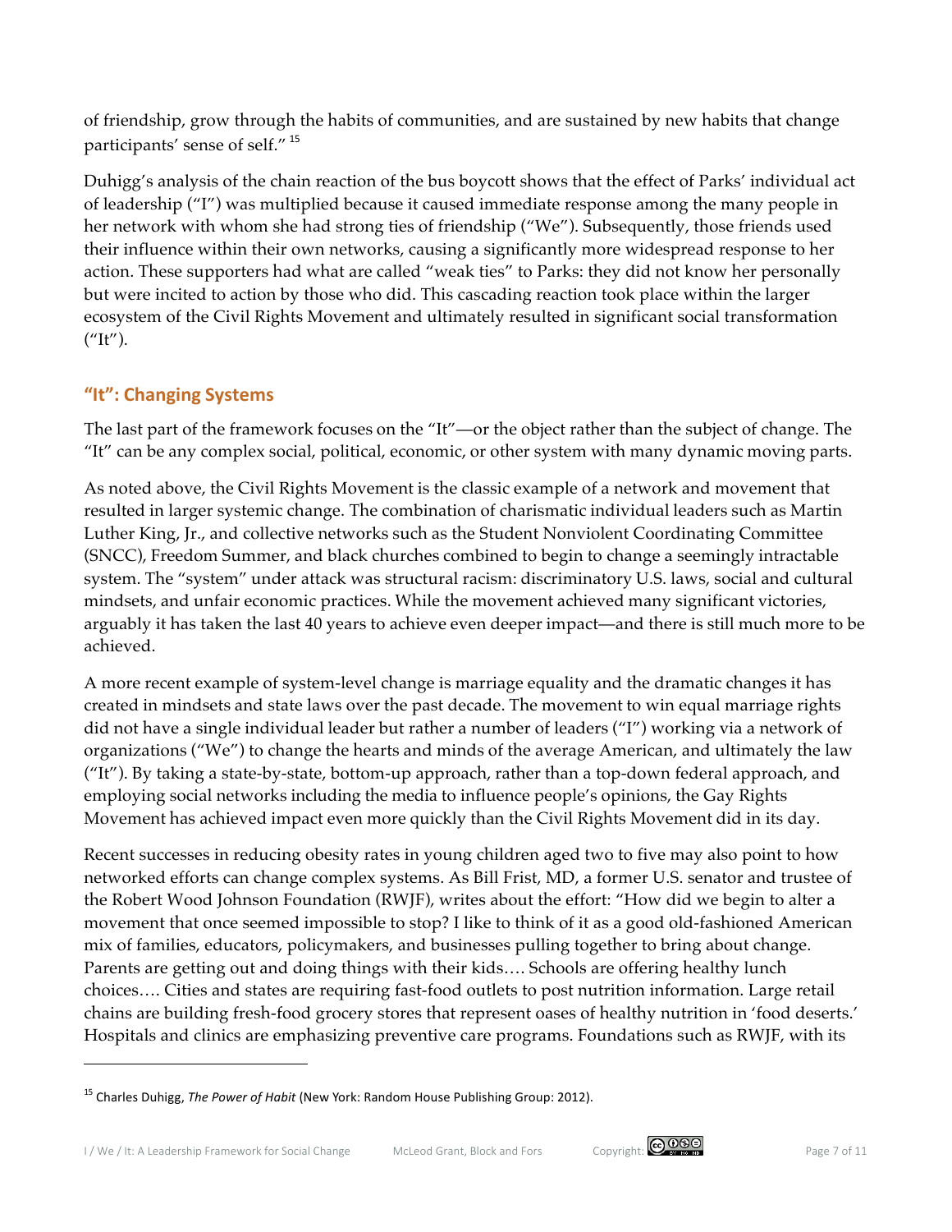of friendship, grow through the habits of communities, and are sustained by new habits that change participants' sense of self."[15]

Duhigg's analysis of the chain reaction of the bus boycott shows that the effect of Parks' individual act of leadership ("I") was multiplied because it caused immediate response among the many people in her network with whom she had strong ties of friendship ("We"). Subsequently, those friends used their influence within their own networks, causing a significantly more widespread response to her action. These supporters had what are called "weak ties" to Parks: they did not know her personally but were incited to action by those who did. This cascading reaction took place within the larger ecosystem of the Civil Rights Movement and ultimately resulted in significant social transformation ("It").

## "It": Changing Systems

The last part of the framework focuses on the "It"—or the object rather than the subject of change. The "It" can be any complex social, political, economic, or other system with many dynamic moving parts.

As noted above, the Civil Rights Movement is the classic example of a network and movement that resulted in larger systemic change. The combination of charismatic individual leaders such as Martin Luther King, Jr., and collective networks such as the Student Nonviolent Coordinating Committee (SNCC), Freedom Summer, and black churches combined to begin to change a seemingly intractable system. The "system" under attack was structural racism: discriminatory U.S. laws, social and cultural mindsets, and unfair economic practices. While the movement achieved many significant victories, arguably it has taken the last 40 years to achieve even deeper impact—and there is still much more to be achieved.

A more recent example of system-level change is marriage equality and the dramatic changes it has created in mindsets and state laws over the past decade. The movement to win equal marriage rights did not have a single individual leader but rather a number of leaders ("I") working via a network of organizations ("We") to change the hearts and minds of the average American, and ultimately the law ("It"). By taking a state-by-state, bottom-up approach, rather than a top-down federal approach, and employing social networks including the media to influence people's opinions, the Gay Rights Movement has achieved impact even more quickly than the Civil Rights Movement did in its day.

Recent successes in reducing obesity rates in young children aged two to five may also point to how networked efforts can change complex systems. As Bill Frist, MD, a former U.S. senator and trustee of the Robert Wood Johnson Foundation (RWJF), writes about the effort: "How did we begin to alter a movement that once seemed impossible to stop? I like to think of it as a good old-fashioned American mix of families, educators, policymakers, and businesses pulling together to bring about change. Parents are getting out and doing things with their kids…. Schools are offering healthy lunch choices…. Cities and states are requiring fast-food outlets to post nutrition information. Large retail chains are building fresh-food grocery stores that represent oases of healthy nutrition in 'food deserts.' Hospitals and clinics are emphasizing preventive care programs. Foundations such as RWJF, with its

---

[15] Charles Duhigg, *The Power of Habit* (New York: Random House Publishing Group: 2012).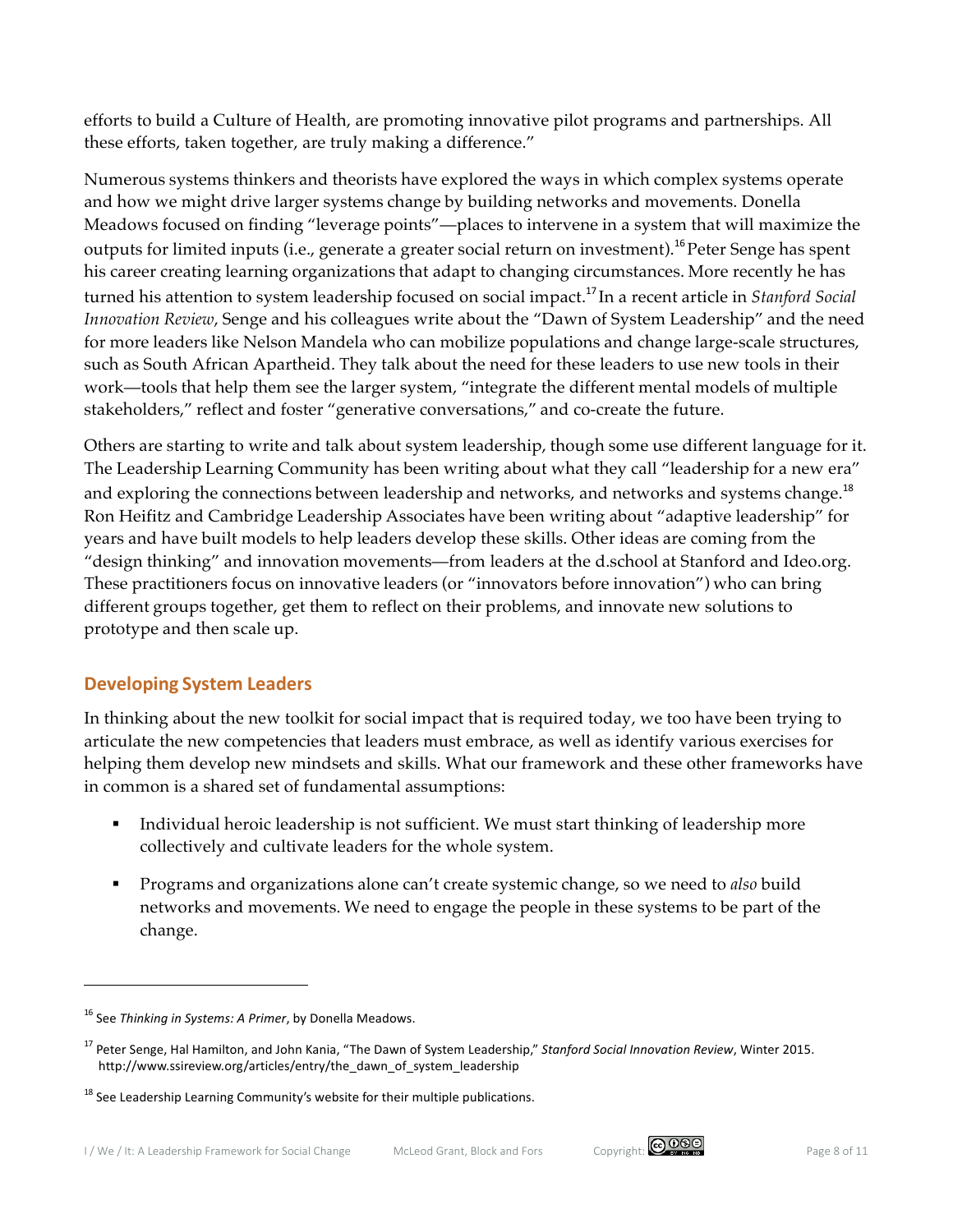efforts to build a Culture of Health, are promoting innovative pilot programs and partnerships. All these efforts, taken together, are truly making a difference."

Numerous systems thinkers and theorists have explored the ways in which complex systems operate and how we might drive larger systems change by building networks and movements. Donella Meadows focused on finding "leverage points"—places to intervene in a system that will maximize the outputs for limited inputs (i.e., generate a greater social return on investment).[16] Peter Senge has spent his career creating learning organizations that adapt to changing circumstances. More recently he has turned his attention to system leadership focused on social impact.[17] In a recent article in *Stanford Social Innovation Review*, Senge and his colleagues write about the "Dawn of System Leadership" and the need for more leaders like Nelson Mandela who can mobilize populations and change large-scale structures, such as South African Apartheid. They talk about the need for these leaders to use new tools in their work—tools that help them see the larger system, "integrate the different mental models of multiple stakeholders," reflect and foster "generative conversations," and co-create the future.

Others are starting to write and talk about system leadership, though some use different language for it. The Leadership Learning Community has been writing about what they call "leadership for a new era" and exploring the connections between leadership and networks, and networks and systems change.[18] Ron Heifitz and Cambridge Leadership Associates have been writing about "adaptive leadership" for years and have built models to help leaders develop these skills. Other ideas are coming from the "design thinking" and innovation movements—from leaders at the d.school at Stanford and Ideo.org. These practitioners focus on innovative leaders (or "innovators before innovation") who can bring different groups together, get them to reflect on their problems, and innovate new solutions to prototype and then scale up.

## Developing System Leaders

In thinking about the new toolkit for social impact that is required today, we too have been trying to articulate the new competencies that leaders must embrace, as well as identify various exercises for helping them develop new mindsets and skills. What our framework and these other frameworks have in common is a shared set of fundamental assumptions:

- Individual heroic leadership is not sufficient. We must start thinking of leadership more collectively and cultivate leaders for the whole system.
- Programs and organizations alone can't create systemic change, so we need to *also* build networks and movements. We need to engage the people in these systems to be part of the change.

---

[16] See *Thinking in Systems: A Primer*, by Donella Meadows.

[17] Peter Senge, Hal Hamilton, and John Kania, "The Dawn of System Leadership," *Stanford Social Innovation Review*, Winter 2015. http://www.ssireview.org/articles/entry/the_dawn_of_system_leadership

[18] See Leadership Learning Community's website for their multiple publications.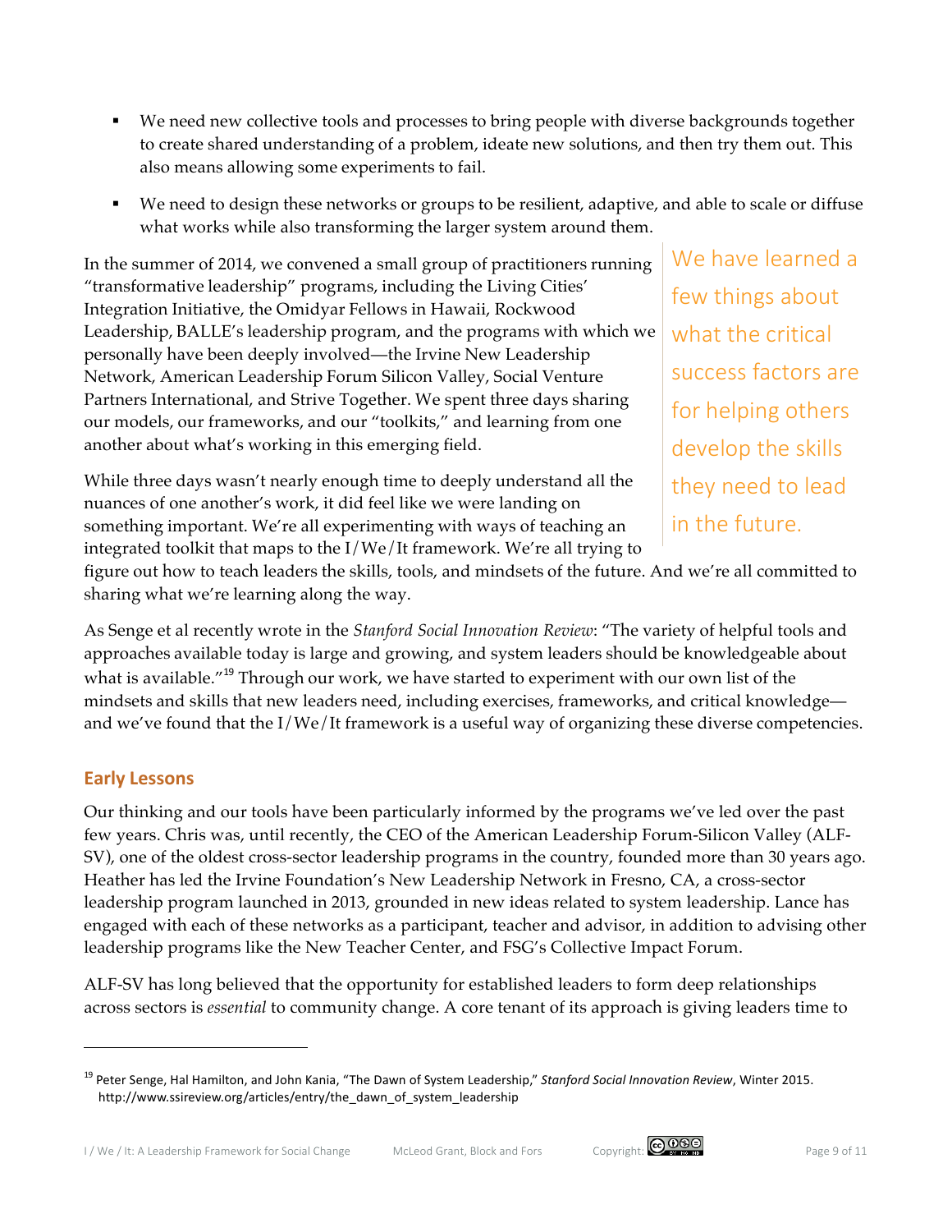- We need new collective tools and processes to bring people with diverse backgrounds together to create shared understanding of a problem, ideate new solutions, and then try them out. This also means allowing some experiments to fail.
- We need to design these networks or groups to be resilient, adaptive, and able to scale or diffuse what works while also transforming the larger system around them.

In the summer of 2014, we convened a small group of practitioners running "transformative leadership" programs, including the Living Cities' Integration Initiative, the Omidyar Fellows in Hawaii, Rockwood Leadership, BALLE's leadership program, and the programs with which we personally have been deeply involved—the Irvine New Leadership Network, American Leadership Forum Silicon Valley, Social Venture Partners International, and Strive Together. We spent three days sharing our models, our frameworks, and our "toolkits," and learning from one another about what's working in this emerging field.

> We have learned a few things about what the critical success factors are for helping others develop the skills they need to lead in the future.

While three days wasn't nearly enough time to deeply understand all the nuances of one another's work, it did feel like we were landing on something important. We're all experimenting with ways of teaching an integrated toolkit that maps to the I/We/It framework. We're all trying to figure out how to teach leaders the skills, tools, and mindsets of the future. And we're all committed to sharing what we're learning along the way.

As Senge et al recently wrote in the *Stanford Social Innovation Review*: "The variety of helpful tools and approaches available today is large and growing, and system leaders should be knowledgeable about what is available."[19] Through our work, we have started to experiment with our own list of the mindsets and skills that new leaders need, including exercises, frameworks, and critical knowledge—and we've found that the I/We/It framework is a useful way of organizing these diverse competencies.

## Early Lessons

Our thinking and our tools have been particularly informed by the programs we've led over the past few years. Chris was, until recently, the CEO of the American Leadership Forum-Silicon Valley (ALF-SV), one of the oldest cross-sector leadership programs in the country, founded more than 30 years ago. Heather has led the Irvine Foundation's New Leadership Network in Fresno, CA, a cross-sector leadership program launched in 2013, grounded in new ideas related to system leadership. Lance has engaged with each of these networks as a participant, teacher and advisor, in addition to advising other leadership programs like the New Teacher Center, and FSG's Collective Impact Forum.

ALF-SV has long believed that the opportunity for established leaders to form deep relationships across sectors is *essential* to community change. A core tenant of its approach is giving leaders time to

---

[19] Peter Senge, Hal Hamilton, and John Kania, "The Dawn of System Leadership," *Stanford Social Innovation Review*, Winter 2015. http://www.ssireview.org/articles/entry/the_dawn_of_system_leadership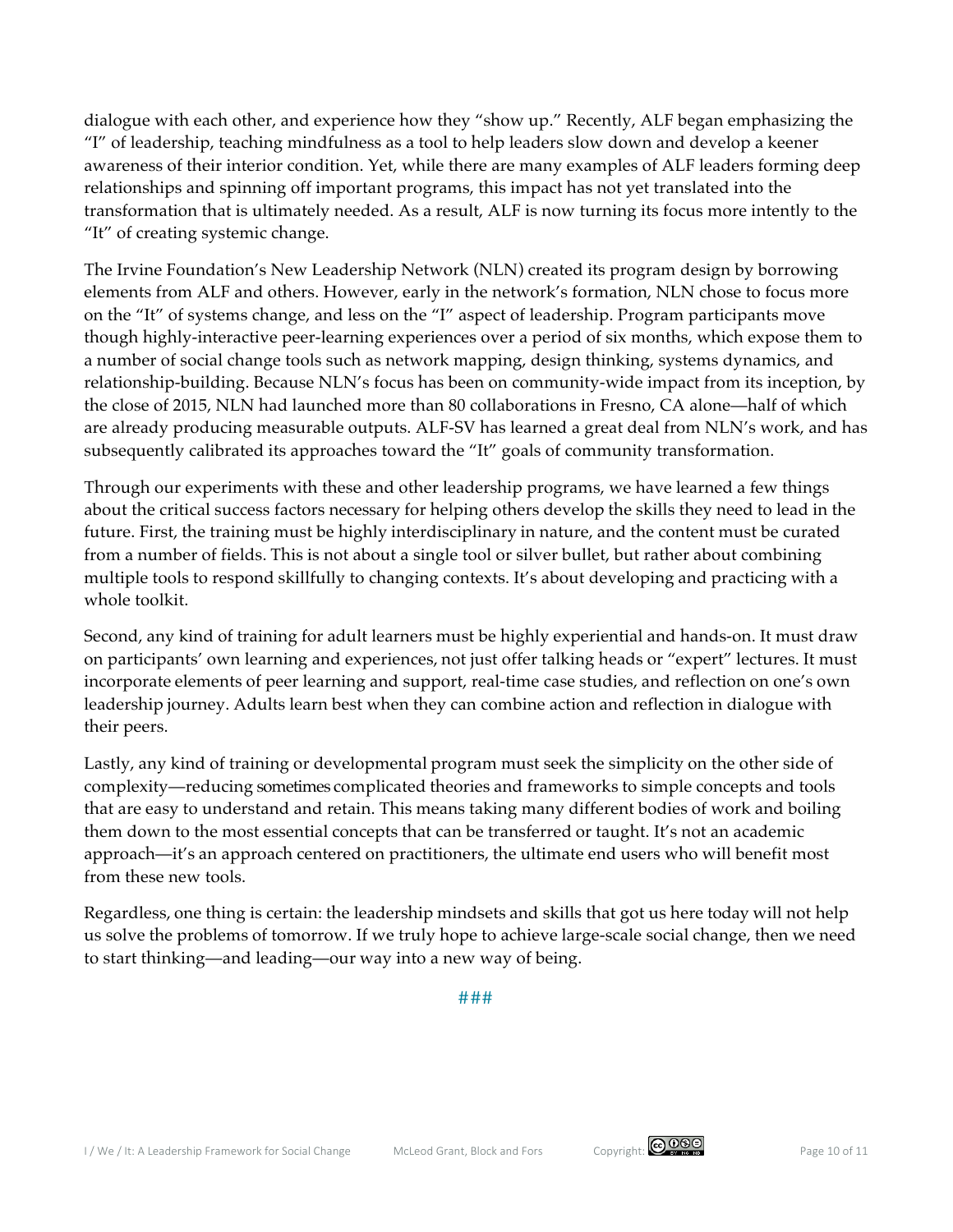dialogue with each other, and experience how they "show up." Recently, ALF began emphasizing the "I" of leadership, teaching mindfulness as a tool to help leaders slow down and develop a keener awareness of their interior condition. Yet, while there are many examples of ALF leaders forming deep relationships and spinning off important programs, this impact has not yet translated into the transformation that is ultimately needed. As a result, ALF is now turning its focus more intently to the "It" of creating systemic change.

The Irvine Foundation's New Leadership Network (NLN) created its program design by borrowing elements from ALF and others. However, early in the network's formation, NLN chose to focus more on the "It" of systems change, and less on the "I" aspect of leadership. Program participants move though highly-interactive peer-learning experiences over a period of six months, which expose them to a number of social change tools such as network mapping, design thinking, systems dynamics, and relationship-building. Because NLN's focus has been on community-wide impact from its inception, by the close of 2015, NLN had launched more than 80 collaborations in Fresno, CA alone—half of which are already producing measurable outputs. ALF-SV has learned a great deal from NLN's work, and has subsequently calibrated its approaches toward the "It" goals of community transformation.

Through our experiments with these and other leadership programs, we have learned a few things about the critical success factors necessary for helping others develop the skills they need to lead in the future. First, the training must be highly interdisciplinary in nature, and the content must be curated from a number of fields. This is not about a single tool or silver bullet, but rather about combining multiple tools to respond skillfully to changing contexts. It's about developing and practicing with a whole toolkit.

Second, any kind of training for adult learners must be highly experiential and hands-on. It must draw on participants' own learning and experiences, not just offer talking heads or "expert" lectures. It must incorporate elements of peer learning and support, real-time case studies, and reflection on one's own leadership journey. Adults learn best when they can combine action and reflection in dialogue with their peers.

Lastly, any kind of training or developmental program must seek the simplicity on the other side of complexity—reducing sometimes complicated theories and frameworks to simple concepts and tools that are easy to understand and retain. This means taking many different bodies of work and boiling them down to the most essential concepts that can be transferred or taught. It's not an academic approach—it's an approach centered on practitioners, the ultimate end users who will benefit most from these new tools.

Regardless, one thing is certain: the leadership mindsets and skills that got us here today will not help us solve the problems of tomorrow. If we truly hope to achieve large-scale social change, then we need to start thinking—and leading—our way into a new way of being.

###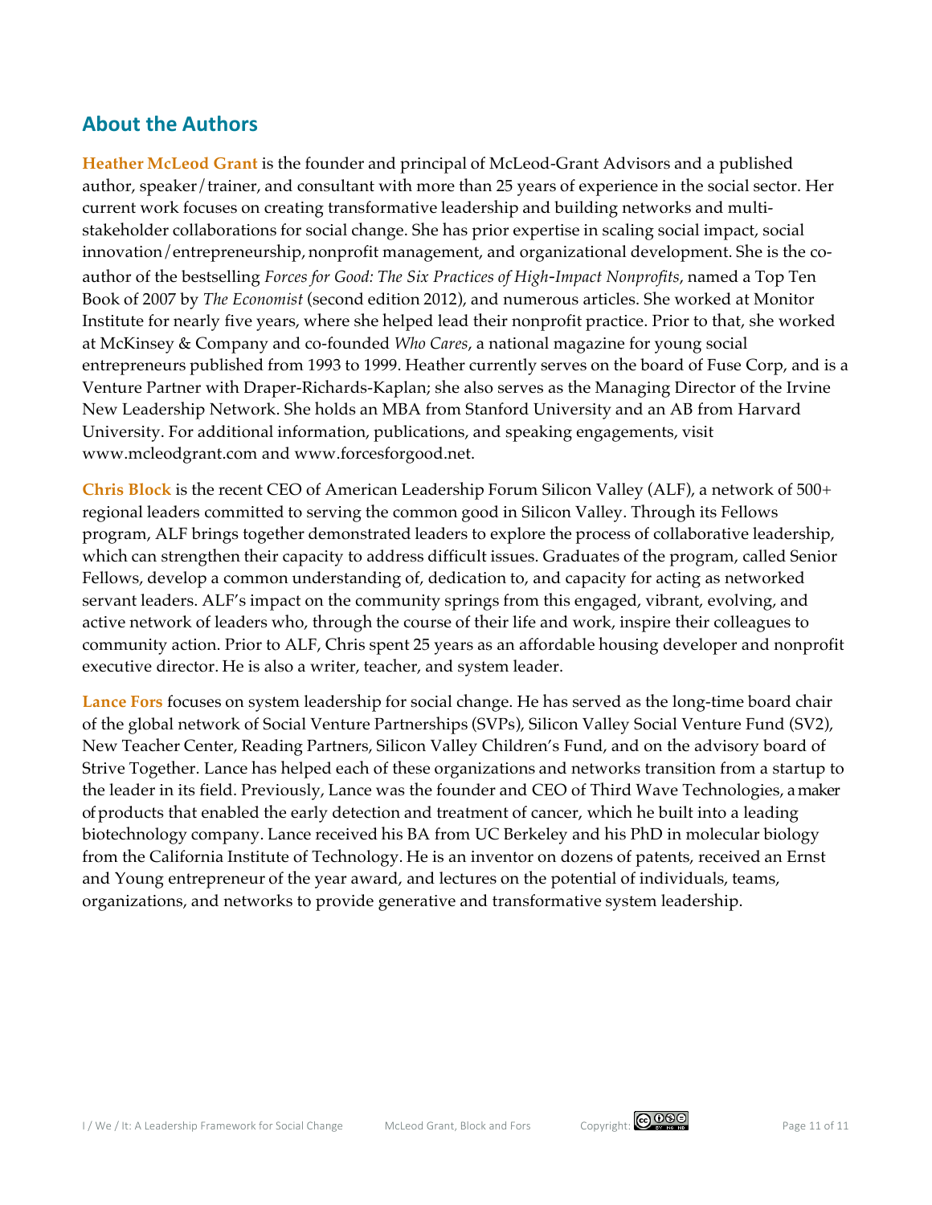## About the Authors

**Heather McLeod Grant** is the founder and principal of McLeod-Grant Advisors and a published author, speaker/trainer, and consultant with more than 25 years of experience in the social sector. Her current work focuses on creating transformative leadership and building networks and multi-stakeholder collaborations for social change. She has prior expertise in scaling social impact, social innovation/entrepreneurship, nonprofit management, and organizational development. She is the co-author of the bestselling *Forces for Good: The Six Practices of High-Impact Nonprofits*, named a Top Ten Book of 2007 by *The Economist* (second edition 2012), and numerous articles. She worked at Monitor Institute for nearly five years, where she helped lead their nonprofit practice. Prior to that, she worked at McKinsey & Company and co-founded *Who Cares*, a national magazine for young social entrepreneurs published from 1993 to 1999. Heather currently serves on the board of Fuse Corp, and is a Venture Partner with Draper-Richards-Kaplan; she also serves as the Managing Director of the Irvine New Leadership Network. She holds an MBA from Stanford University and an AB from Harvard University. For additional information, publications, and speaking engagements, visit www.mcleodgrant.com and www.forcesforgood.net.

**Chris Block** is the recent CEO of American Leadership Forum Silicon Valley (ALF), a network of 500+ regional leaders committed to serving the common good in Silicon Valley. Through its Fellows program, ALF brings together demonstrated leaders to explore the process of collaborative leadership, which can strengthen their capacity to address difficult issues. Graduates of the program, called Senior Fellows, develop a common understanding of, dedication to, and capacity for acting as networked servant leaders. ALF's impact on the community springs from this engaged, vibrant, evolving, and active network of leaders who, through the course of their life and work, inspire their colleagues to community action. Prior to ALF, Chris spent 25 years as an affordable housing developer and nonprofit executive director. He is also a writer, teacher, and system leader.

**Lance Fors** focuses on system leadership for social change. He has served as the long-time board chair of the global network of Social Venture Partnerships (SVPs), Silicon Valley Social Venture Fund (SV2), New Teacher Center, Reading Partners, Silicon Valley Children's Fund, and on the advisory board of Strive Together. Lance has helped each of these organizations and networks transition from a startup to the leader in its field. Previously, Lance was the founder and CEO of Third Wave Technologies, a maker of products that enabled the early detection and treatment of cancer, which he built into a leading biotechnology company. Lance received his BA from UC Berkeley and his PhD in molecular biology from the California Institute of Technology. He is an inventor on dozens of patents, received an Ernst and Young entrepreneur of the year award, and lectures on the potential of individuals, teams, organizations, and networks to provide generative and transformative system leadership.